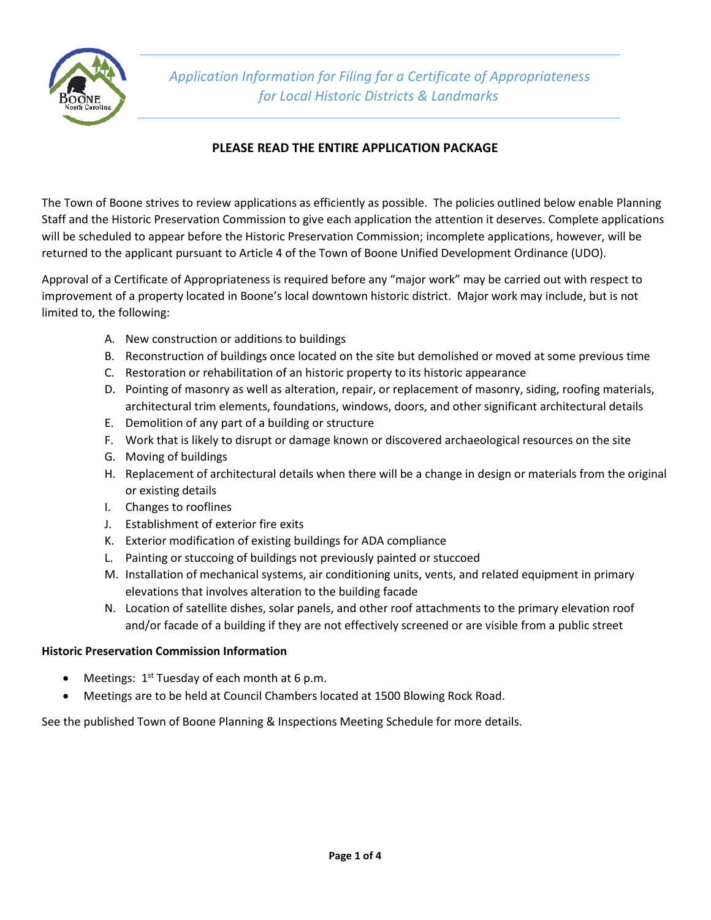*Application Information for Filing for a Certificate of Appropriateness for Local Historic Districts & Landmarks*

## PLEASE READ THE ENTIRE APPLICATION PACKAGE

The Town of Boone strives to review applications as efficiently as possible. The policies outlined below enable Planning Staff and the Historic Preservation Commission to give each application the attention it deserves. Complete applications will be scheduled to appear before the Historic Preservation Commission; incomplete applications, however, will be returned to the applicant pursuant to Article 4 of the Town of Boone Unified Development Ordinance (UDO).

Approval of a Certificate of Appropriateness is required before any “major work” may be carried out with respect to improvement of a property located in Boone’s local downtown historic district. Major work may include, but is not limited to, the following:

A. New construction or additions to buildings
B. Reconstruction of buildings once located on the site but demolished or moved at some previous time
C. Restoration or rehabilitation of an historic property to its historic appearance
D. Pointing of masonry as well as alteration, repair, or replacement of masonry, siding, roofing materials, architectural trim elements, foundations, windows, doors, and other significant architectural details
E. Demolition of any part of a building or structure
F. Work that is likely to disrupt or damage known or discovered archaeological resources on the site
G. Moving of buildings
H. Replacement of architectural details when there will be a change in design or materials from the original or existing details
I. Changes to rooflines
J. Establishment of exterior fire exits
K. Exterior modification of existing buildings for ADA compliance
L. Painting or stuccoing of buildings not previously painted or stuccoed
M. Installation of mechanical systems, air conditioning units, vents, and related equipment in primary elevations that involves alteration to the building facade
N. Location of satellite dishes, solar panels, and other roof attachments to the primary elevation roof and/or facade of a building if they are not effectively screened or are visible from a public street

**Historic Preservation Commission Information**

- Meetings: 1st Tuesday of each month at 6 p.m.
- Meetings are to be held at Council Chambers located at 1500 Blowing Rock Road.

See the published Town of Boone Planning & Inspections Meeting Schedule for more details.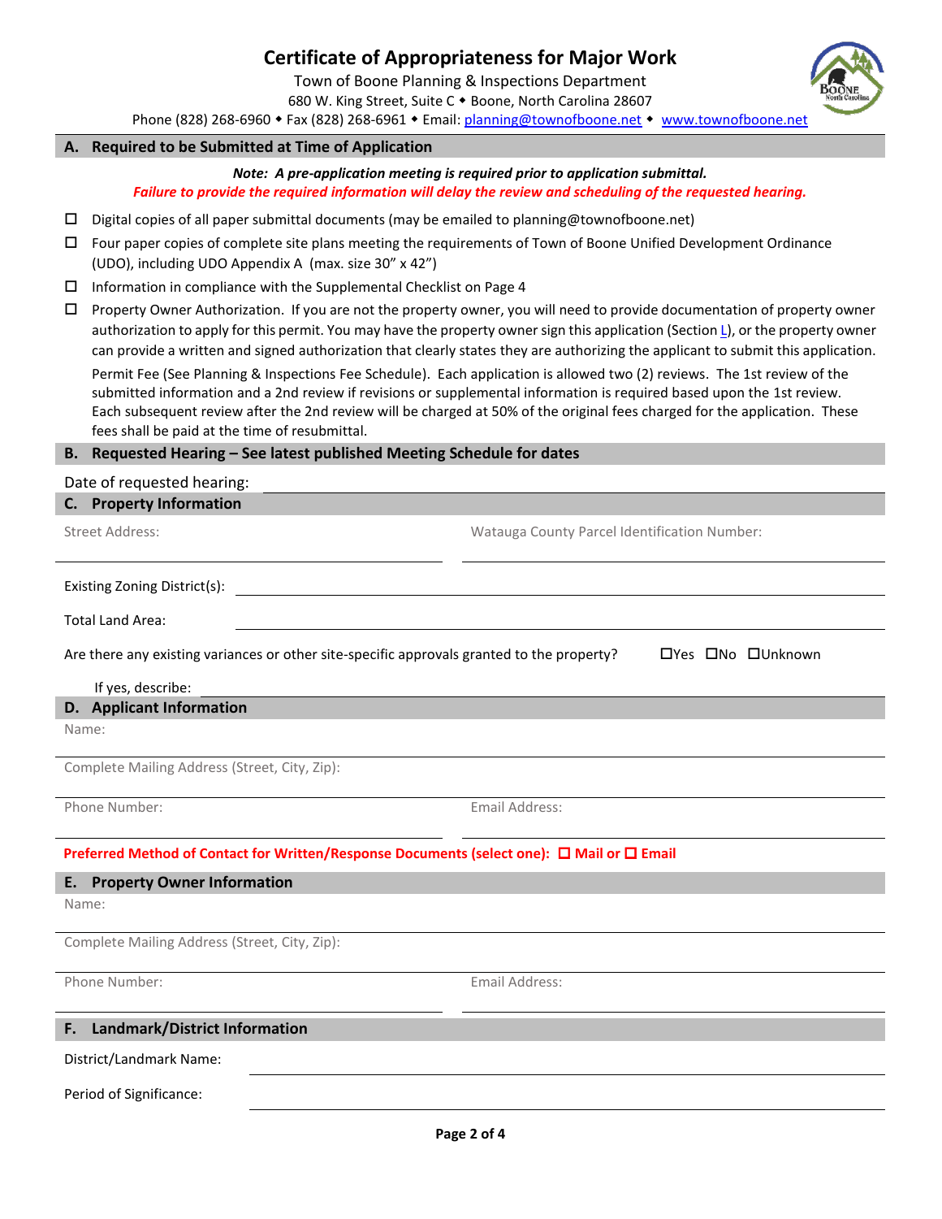# Certificate of Appropriateness for Major Work

Town of Boone Planning & Inspections Department
680 W. King Street, Suite C ◆ Boone, North Carolina 28607
Phone (828) 268-6960 ◆ Fax (828) 268-6961 ◆ Email: planning@townofboone.net ◆ www.townofboone.net

## A. Required to be Submitted at Time of Application

***Note: A pre-application meeting is required prior to application submittal.***
***Failure to provide the required information will delay the review and scheduling of the requested hearing.***

- ☐ Digital copies of all paper submittal documents (may be emailed to planning@townofboone.net)
- ☐ Four paper copies of complete site plans meeting the requirements of Town of Boone Unified Development Ordinance (UDO), including UDO Appendix A (max. size 30" x 42")
- ☐ Information in compliance with the Supplemental Checklist on Page 4
- ☐ Property Owner Authorization. If you are not the property owner, you will need to provide documentation of property owner authorization to apply for this permit. You may have the property owner sign this application (Section L), or the property owner can provide a written and signed authorization that clearly states they are authorizing the applicant to submit this application.

Permit Fee (See Planning & Inspections Fee Schedule). Each application is allowed two (2) reviews. The 1st review of the submitted information and a 2nd review if revisions or supplemental information is required based upon the 1st review. Each subsequent review after the 2nd review will be charged at 50% of the original fees charged for the application. These fees shall be paid at the time of resubmittal.

## B. Requested Hearing – See latest published Meeting Schedule for dates

Date of requested hearing: ______________________________

## C. Property Information

Street Address: ______________________________ Watauga County Parcel Identification Number: ______________________________

Existing Zoning District(s): ______________________________

Total Land Area: ______________________________

Are there any existing variances or other site-specific approvals granted to the property? ☐Yes ☐No ☐Unknown

If yes, describe: ______________________________

## D. Applicant Information

Name: ______________________________

Complete Mailing Address (Street, City, Zip): ______________________________

Phone Number: ______________________________ Email Address: ______________________________

**Preferred Method of Contact for Written/Response Documents (select one): ☐ Mail or ☐ Email**

## E. Property Owner Information

Name: ______________________________

Complete Mailing Address (Street, City, Zip): ______________________________

Phone Number: ______________________________ Email Address: ______________________________

## F. Landmark/District Information

District/Landmark Name: ______________________________

Period of Significance: ______________________________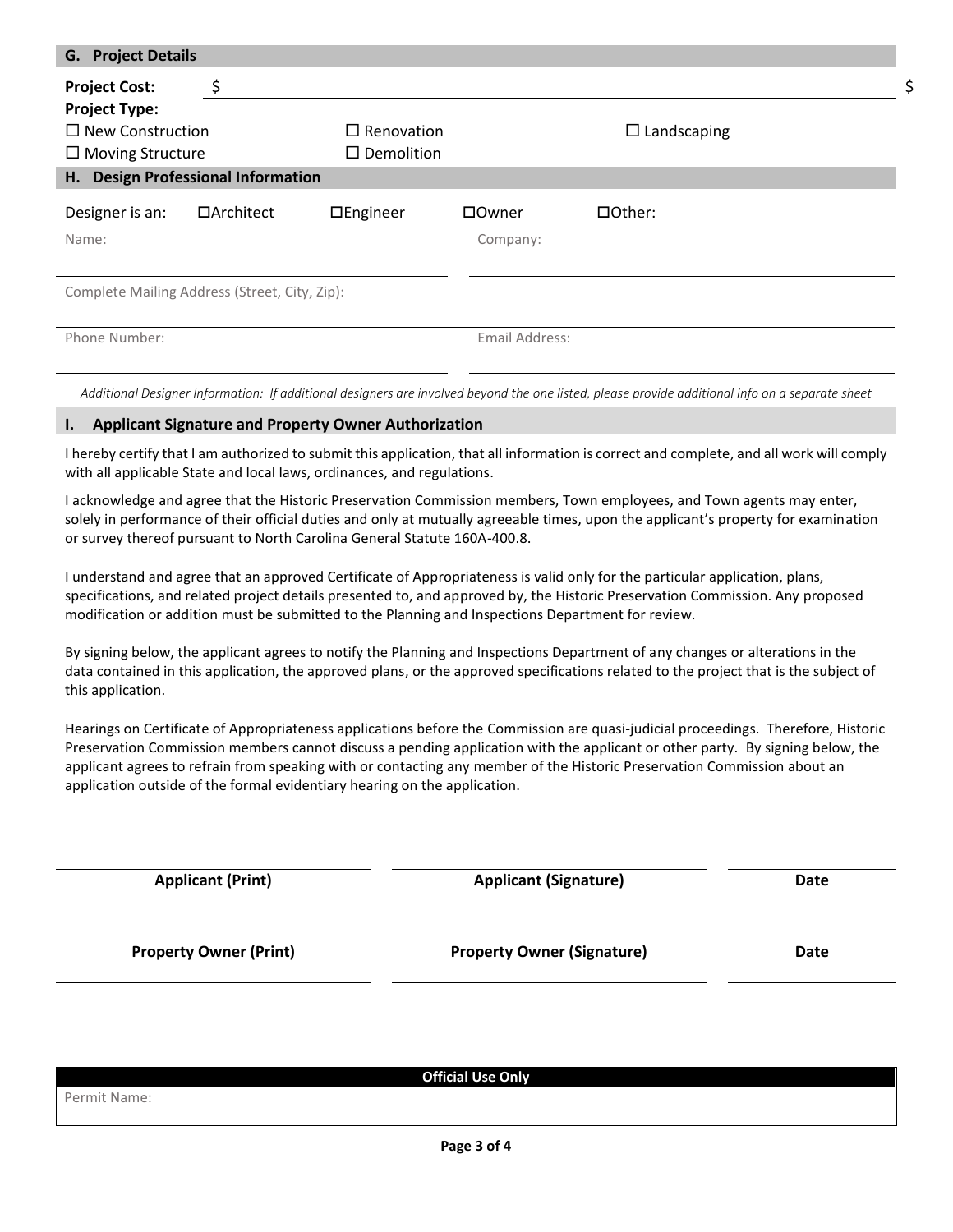## G. Project Details

**Project Cost:** $ \_\_\_\_\_\_\_\_\_\_\_\_\_\_\_\_\_\_\_\_\_\_\_\_ $

**Project Type:**

☐ New Construction　☐ Renovation　☐ Landscaping

☐ Moving Structure　☐ Demolition

## H. Design Professional Information

Designer is an: ☐Architect ☐Engineer ☐Owner ☐Other: \_\_\_\_\_\_\_\_\_\_\_\_

| Name: | Company: |
| --- | --- |
| Complete Mailing Address (Street, City, Zip): | |
| Phone Number: | Email Address: |

*Additional Designer Information: If additional designers are involved beyond the one listed, please provide additional info on a separate sheet*

## I. Applicant Signature and Property Owner Authorization

I hereby certify that I am authorized to submit this application, that all information is correct and complete, and all work will comply with all applicable State and local laws, ordinances, and regulations.

I acknowledge and agree that the Historic Preservation Commission members, Town employees, and Town agents may enter, solely in performance of their official duties and only at mutually agreeable times, upon the applicant's property for examination or survey thereof pursuant to North Carolina General Statute 160A-400.8.

I understand and agree that an approved Certificate of Appropriateness is valid only for the particular application, plans, specifications, and related project details presented to, and approved by, the Historic Preservation Commission. Any proposed modification or addition must be submitted to the Planning and Inspections Department for review.

By signing below, the applicant agrees to notify the Planning and Inspections Department of any changes or alterations in the data contained in this application, the approved plans, or the approved specifications related to the project that is the subject of this application.

Hearings on Certificate of Appropriateness applications before the Commission are quasi-judicial proceedings. Therefore, Historic Preservation Commission members cannot discuss a pending application with the applicant or other party. By signing below, the applicant agrees to refrain from speaking with or contacting any member of the Historic Preservation Commission about an application outside of the formal evidentiary hearing on the application.

| **Applicant (Print)** | **Applicant (Signature)** | **Date** |
| --- | --- | --- |
| **Property Owner (Print)** | **Property Owner (Signature)** | **Date** |

| **Official Use Only** |
| --- |
| Permit Name: |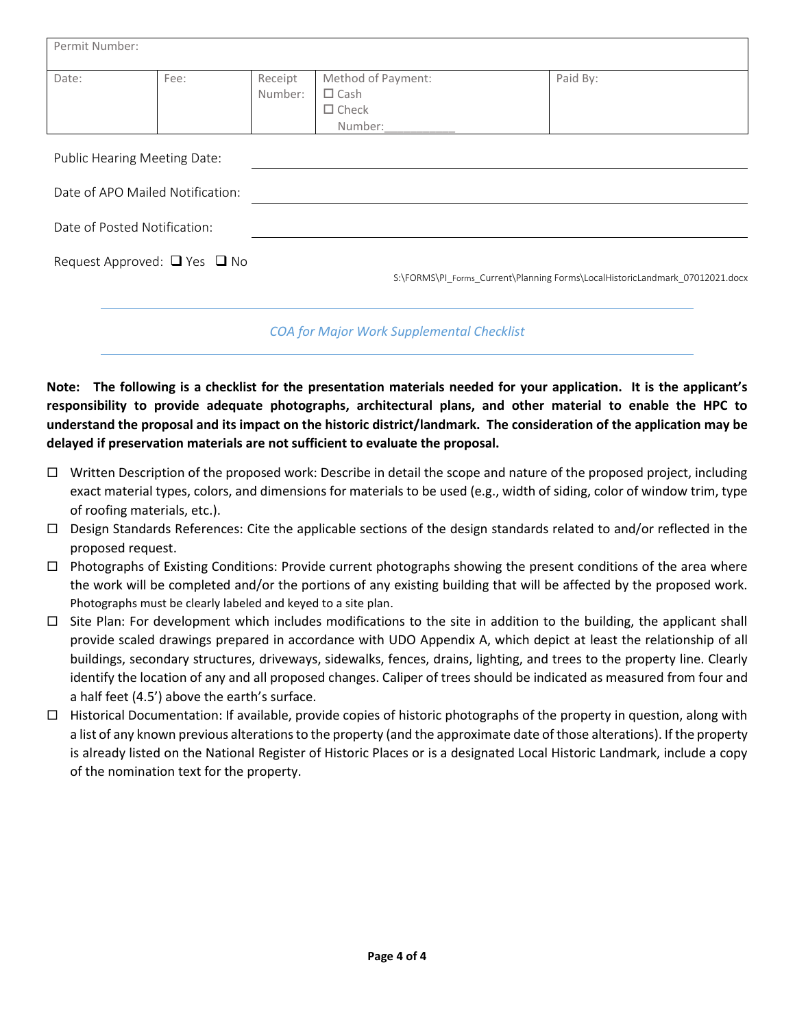| Permit Number: | | | | |
|---|---|---|---|---|
| Date: | Fee: | Receipt Number: | Method of Payment: ☐ Cash ☐ Check Number:___________ | Paid By: |

Public Hearing Meeting Date: ______________________________

Date of APO Mailed Notification: ______________________________

Date of Posted Notification: ______________________________

Request Approved: ❑ Yes ❑ No

S:\FORMS\PI_Forms_Current\Planning Forms\LocalHistoricLandmark_07012021.docx

---

*COA for Major Work Supplemental Checklist*

---

**Note: The following is a checklist for the presentation materials needed for your application. It is the applicant's responsibility to provide adequate photographs, architectural plans, and other material to enable the HPC to understand the proposal and its impact on the historic district/landmark. The consideration of the application may be delayed if preservation materials are not sufficient to evaluate the proposal.**

- ☐ Written Description of the proposed work: Describe in detail the scope and nature of the proposed project, including exact material types, colors, and dimensions for materials to be used (e.g., width of siding, color of window trim, type of roofing materials, etc.).
- ☐ Design Standards References: Cite the applicable sections of the design standards related to and/or reflected in the proposed request.
- ☐ Photographs of Existing Conditions: Provide current photographs showing the present conditions of the area where the work will be completed and/or the portions of any existing building that will be affected by the proposed work. Photographs must be clearly labeled and keyed to a site plan.
- ☐ Site Plan: For development which includes modifications to the site in addition to the building, the applicant shall provide scaled drawings prepared in accordance with UDO Appendix A, which depict at least the relationship of all buildings, secondary structures, driveways, sidewalks, fences, drains, lighting, and trees to the property line. Clearly identify the location of any and all proposed changes. Caliper of trees should be indicated as measured from four and a half feet (4.5') above the earth's surface.
- ☐ Historical Documentation: If available, provide copies of historic photographs of the property in question, along with a list of any known previous alterations to the property (and the approximate date of those alterations). If the property is already listed on the National Register of Historic Places or is a designated Local Historic Landmark, include a copy of the nomination text for the property.